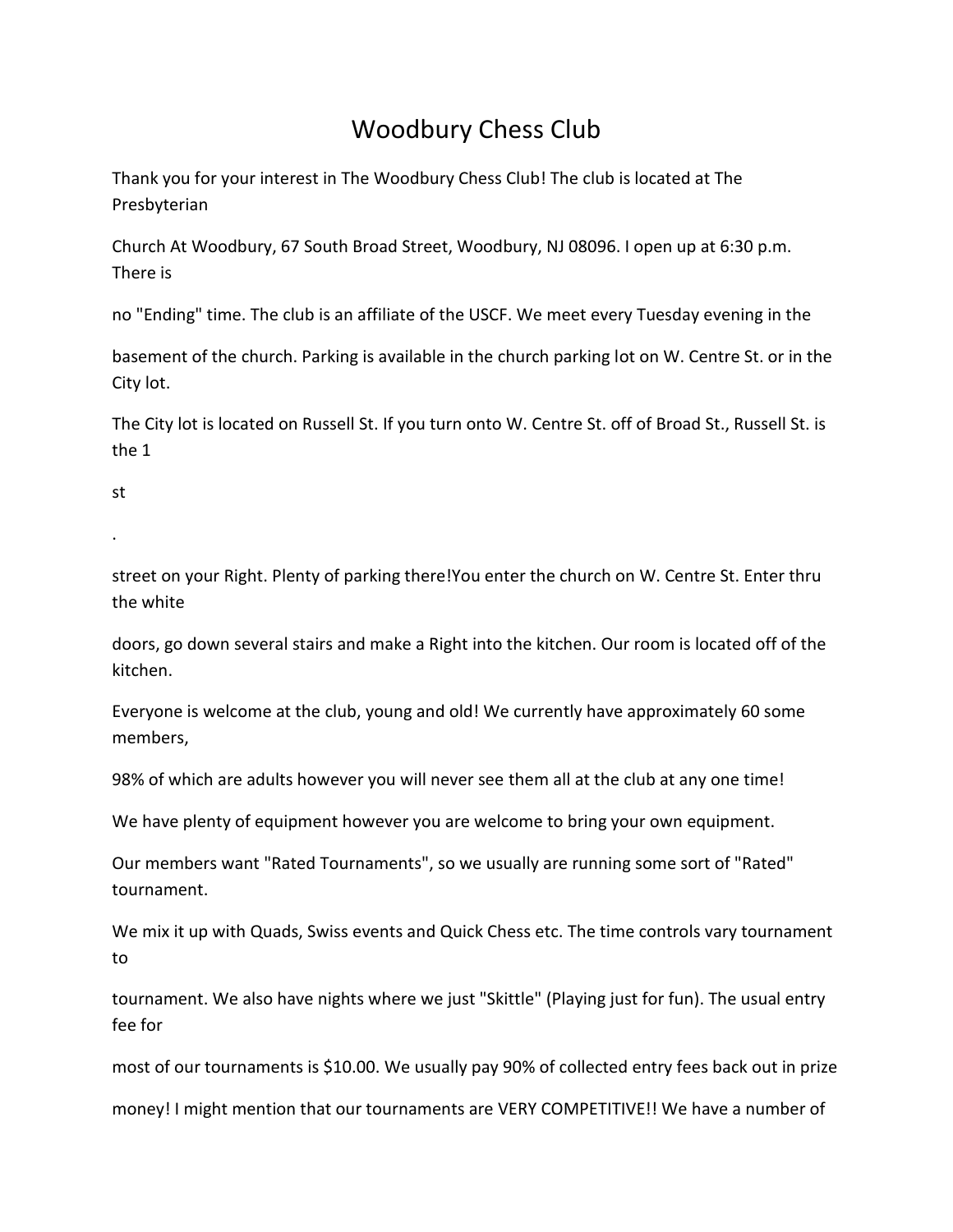# Woodbury Chess Club

Thank you for your interest in The Woodbury Chess Club! The club is located at The Presbyterian Church At Woodbury, 67 South Broad Street, Woodbury, NJ 08096. I open up at 6:30 p.m. There is no "Ending" time. The club is an affiliate of the USCF. We meet every Tuesday evening in the basement of the church. Parking is available in the church parking lot on W. Centre St. or in the City lot.

The City lot is located on Russell St. If you turn onto W. Centre St. off of Broad St., Russell St. is the 1st. street on your Right. Plenty of parking there!You enter the church on W. Centre St. Enter thru the white doors, go down several stairs and make a Right into the kitchen. Our room is located off of the kitchen.

Everyone is welcome at the club, young and old! We currently have approximately 60 some members, 98% of which are adults however you will never see them all at the club at any one time!

We have plenty of equipment however you are welcome to bring your own equipment.

Our members want "Rated Tournaments", so we usually are running some sort of "Rated" tournament.

We mix it up with Quads, Swiss events and Quick Chess etc. The time controls vary tournament to tournament. We also have nights where we just "Skittle" (Playing just for fun). The usual entry fee for most of our tournaments is $10.00. We usually pay 90% of collected entry fees back out in prize money! I might mention that our tournaments are VERY COMPETITIVE!! We have a number of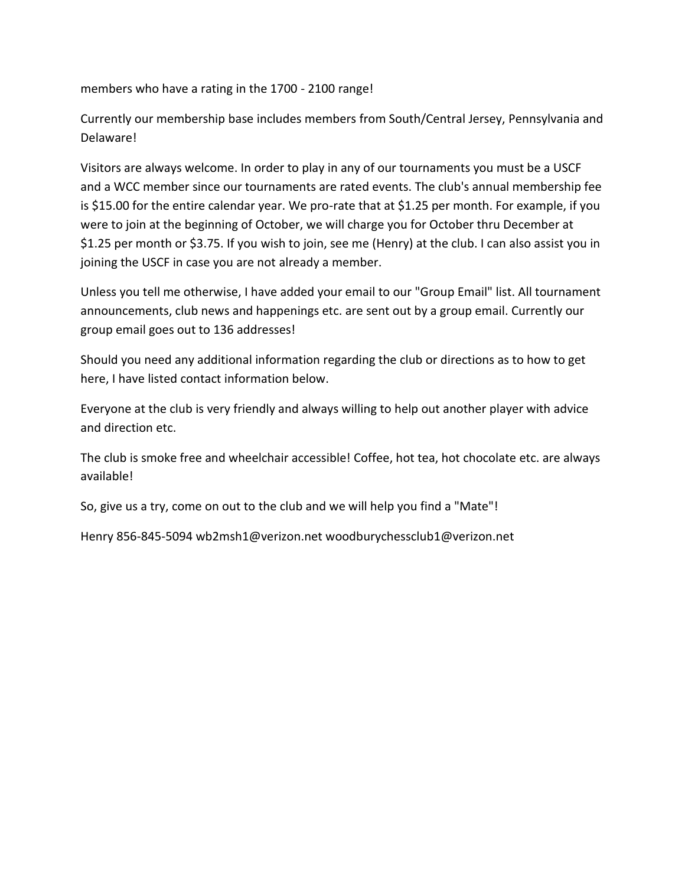members who have a rating in the 1700 - 2100 range!

Currently our membership base includes members from South/Central Jersey, Pennsylvania and Delaware!

Visitors are always welcome. In order to play in any of our tournaments you must be a USCF and a WCC member since our tournaments are rated events. The club's annual membership fee is $15.00 for the entire calendar year. We pro-rate that at $1.25 per month. For example, if you were to join at the beginning of October, we will charge you for October thru December at $1.25 per month or $3.75. If you wish to join, see me (Henry) at the club. I can also assist you in joining the USCF in case you are not already a member.

Unless you tell me otherwise, I have added your email to our "Group Email" list. All tournament announcements, club news and happenings etc. are sent out by a group email. Currently our group email goes out to 136 addresses!

Should you need any additional information regarding the club or directions as to how to get here, I have listed contact information below.

Everyone at the club is very friendly and always willing to help out another player with advice and direction etc.

The club is smoke free and wheelchair accessible! Coffee, hot tea, hot chocolate etc. are always available!

So, give us a try, come on out to the club and we will help you find a "Mate"!

Henry 856-845-5094 wb2msh1@verizon.net woodburychessclub1@verizon.net